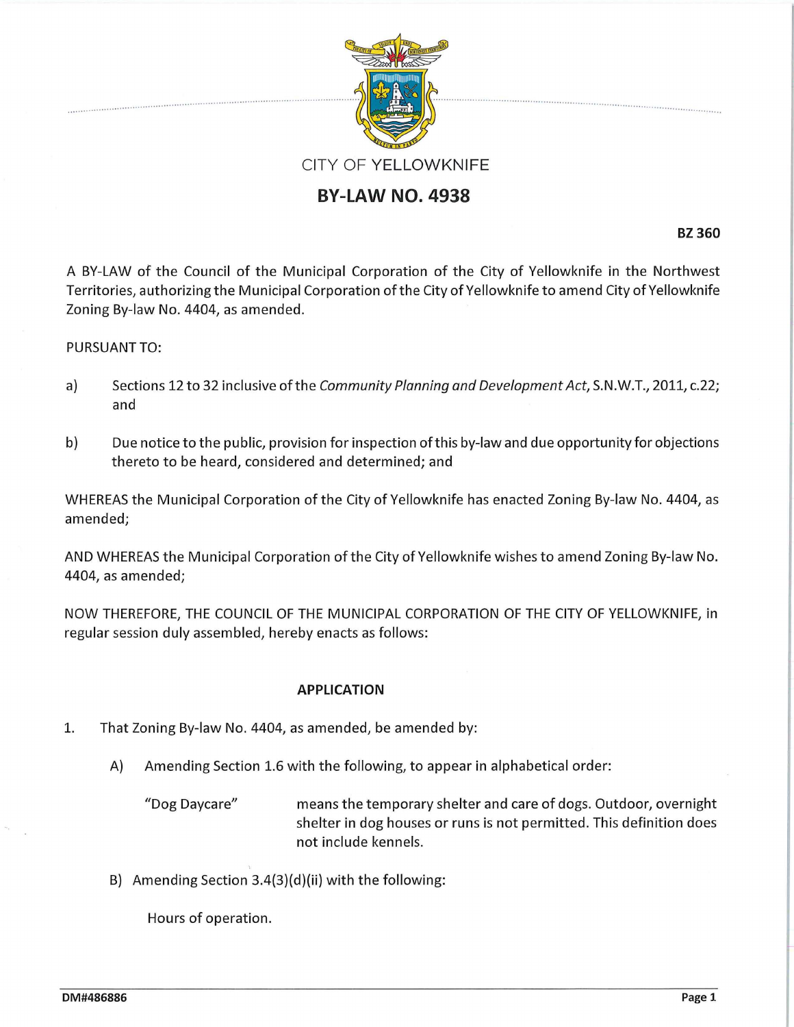CITY OF YELLOWKNIFE

# BY-LAW NO. 4938

**BZ 360**

A BY-LAW of the Council of the Municipal Corporation of the City of Yellowknife in the Northwest Territories, authorizing the Municipal Corporation of the City of Yellowknife to amend City of Yellowknife Zoning By-law No. 4404, as amended.

PURSUANT TO:

a) Sections 12 to 32 inclusive of the *Community Planning and Development Act*, S.N.W.T., 2011, c.22; and

b) Due notice to the public, provision for inspection of this by-law and due opportunity for objections thereto to be heard, considered and determined; and

WHEREAS the Municipal Corporation of the City of Yellowknife has enacted Zoning By-law No. 4404, as amended;

AND WHEREAS the Municipal Corporation of the City of Yellowknife wishes to amend Zoning By-law No. 4404, as amended;

NOW THEREFORE, THE COUNCIL OF THE MUNICIPAL CORPORATION OF THE CITY OF YELLOWKNIFE, in regular session duly assembled, hereby enacts as follows:

## APPLICATION

1. That Zoning By-law No. 4404, as amended, be amended by:

   A) Amending Section 1.6 with the following, to appear in alphabetical order:

   "Dog Daycare" means the temporary shelter and care of dogs. Outdoor, overnight shelter in dog houses or runs is not permitted. This definition does not include kennels.

   B) Amending Section 3.4(3)(d)(ii) with the following:

   Hours of operation.

DM#486886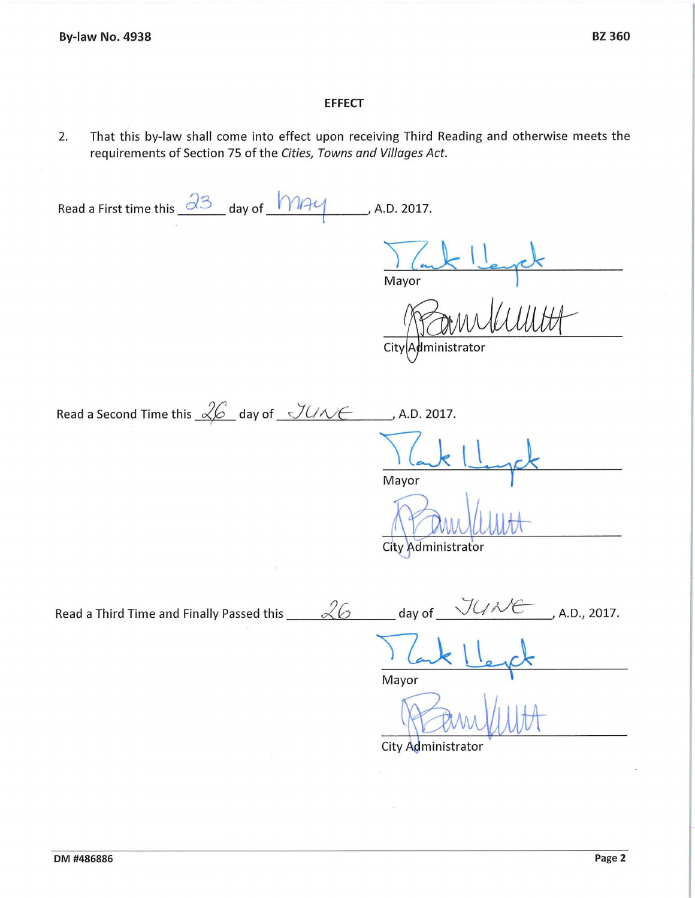### EFFECT

2. That this by-law shall come into effect upon receiving Third Reading and otherwise meets the requirements of Section 75 of the *Cities, Towns and Villages Act*.

Read a First time this 23 day of May, A.D. 2017.

Mayor

City Administrator

Read a Second Time this 26 day of JUNE, A.D. 2017.

Mayor

City Administrator

Read a Third Time and Finally Passed this 26 day of JUNE, A.D., 2017.

Mayor

City Administrator

DM #486886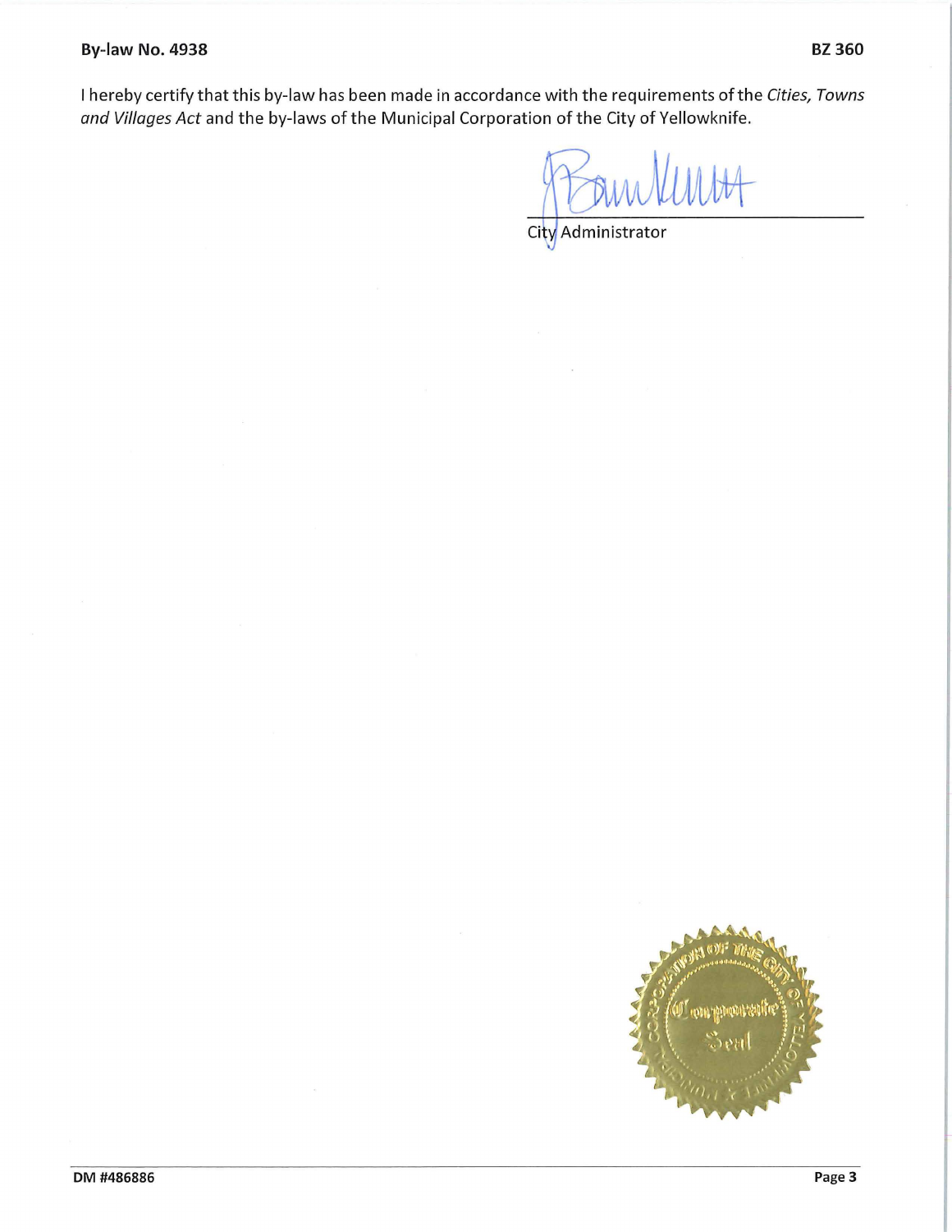I hereby certify that this by-law has been made in accordance with the requirements of the *Cities, Towns and Villages Act* and the by-laws of the Municipal Corporation of the City of Yellowknife.

City Administrator